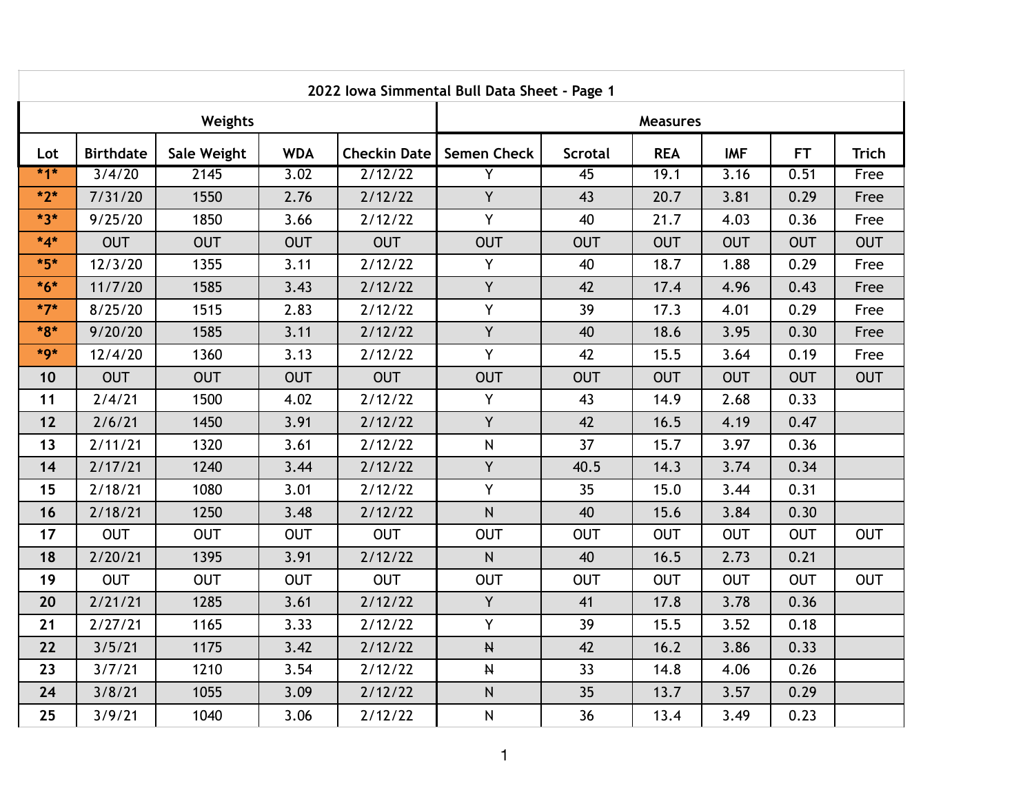# 2022 Iowa Simmental Bull Data Sheet - Page 1

| | Weights | | | | Measures | | | | | |
|---|---|---|---|---|---|---|---|---|---|---|
| **Lot** | **Birthdate** | **Sale Weight** | **WDA** | **Checkin Date** | **Semen Check** | **Scrotal** | **REA** | **IMF** | **FT** | **Trich** |
| *1* | 3/4/20 | 2145 | 3.02 | 2/12/22 | Y | 45 | 19.1 | 3.16 | 0.51 | Free |
| *2* | 7/31/20 | 1550 | 2.76 | 2/12/22 | Y | 43 | 20.7 | 3.81 | 0.29 | Free |
| *3* | 9/25/20 | 1850 | 3.66 | 2/12/22 | Y | 40 | 21.7 | 4.03 | 0.36 | Free |
| *4* | OUT | OUT | OUT | OUT | OUT | OUT | OUT | OUT | OUT | OUT |
| *5* | 12/3/20 | 1355 | 3.11 | 2/12/22 | Y | 40 | 18.7 | 1.88 | 0.29 | Free |
| *6* | 11/7/20 | 1585 | 3.43 | 2/12/22 | Y | 42 | 17.4 | 4.96 | 0.43 | Free |
| *7* | 8/25/20 | 1515 | 2.83 | 2/12/22 | Y | 39 | 17.3 | 4.01 | 0.29 | Free |
| *8* | 9/20/20 | 1585 | 3.11 | 2/12/22 | Y | 40 | 18.6 | 3.95 | 0.30 | Free |
| *9* | 12/4/20 | 1360 | 3.13 | 2/12/22 | Y | 42 | 15.5 | 3.64 | 0.19 | Free |
| 10 | OUT | OUT | OUT | OUT | OUT | OUT | OUT | OUT | OUT | OUT |
| 11 | 2/4/21 | 1500 | 4.02 | 2/12/22 | Y | 43 | 14.9 | 2.68 | 0.33 | |
| 12 | 2/6/21 | 1450 | 3.91 | 2/12/22 | Y | 42 | 16.5 | 4.19 | 0.47 | |
| 13 | 2/11/21 | 1320 | 3.61 | 2/12/22 | N | 37 | 15.7 | 3.97 | 0.36 | |
| 14 | 2/17/21 | 1240 | 3.44 | 2/12/22 | Y | 40.5 | 14.3 | 3.74 | 0.34 | |
| 15 | 2/18/21 | 1080 | 3.01 | 2/12/22 | Y | 35 | 15.0 | 3.44 | 0.31 | |
| 16 | 2/18/21 | 1250 | 3.48 | 2/12/22 | N | 40 | 15.6 | 3.84 | 0.30 | |
| 17 | OUT | OUT | OUT | OUT | OUT | OUT | OUT | OUT | OUT | OUT |
| 18 | 2/20/21 | 1395 | 3.91 | 2/12/22 | N | 40 | 16.5 | 2.73 | 0.21 | |
| 19 | OUT | OUT | OUT | OUT | OUT | OUT | OUT | OUT | OUT | OUT |
| 20 | 2/21/21 | 1285 | 3.61 | 2/12/22 | Y | 41 | 17.8 | 3.78 | 0.36 | |
| 21 | 2/27/21 | 1165 | 3.33 | 2/12/22 | Y | 39 | 15.5 | 3.52 | 0.18 | |
| 22 | 3/5/21 | 1175 | 3.42 | 2/12/22 | N | 42 | 16.2 | 3.86 | 0.33 | |
| 23 | 3/7/21 | 1210 | 3.54 | 2/12/22 | N | 33 | 14.8 | 4.06 | 0.26 | |
| 24 | 3/8/21 | 1055 | 3.09 | 2/12/22 | N | 35 | 13.7 | 3.57 | 0.29 | |
| 25 | 3/9/21 | 1040 | 3.06 | 2/12/22 | N | 36 | 13.4 | 3.49 | 0.23 | |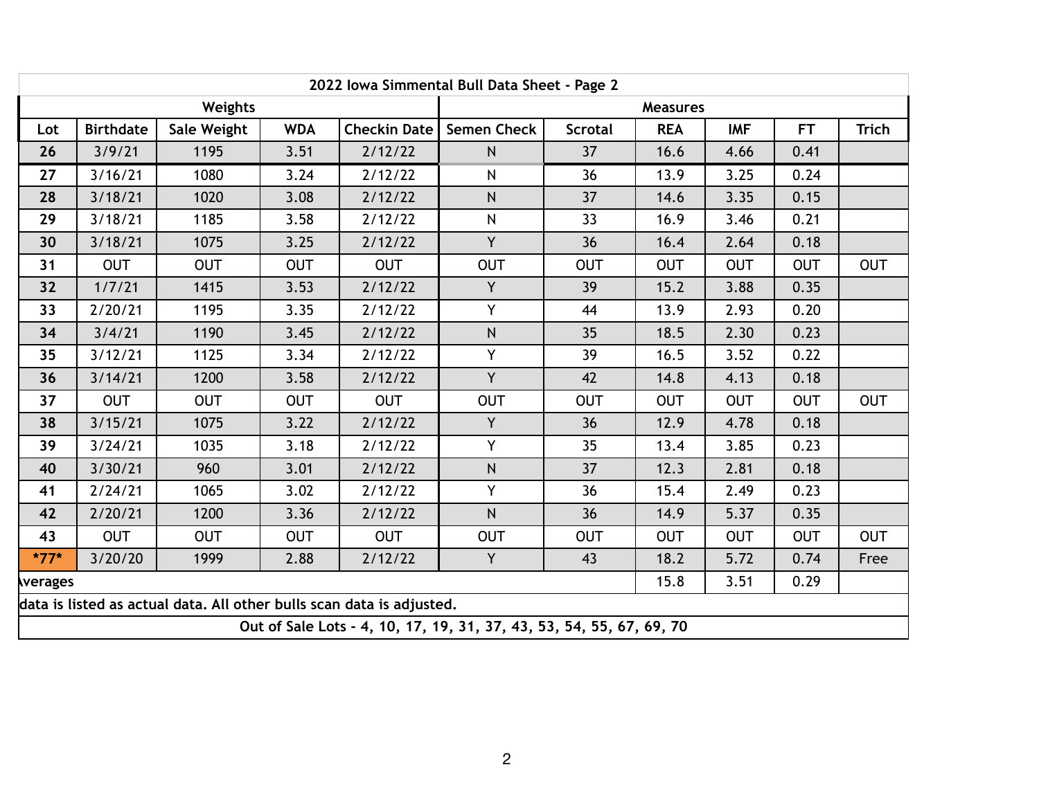| 2022 Iowa Simmental Bull Data Sheet - Page 2 | | | | | | | | | | |
|---|---|---|---|---|---|---|---|---|---|---|
| | Weights | | | | Measures | | | | | |
| Lot | Birthdate | Sale Weight | WDA | Checkin Date | Semen Check | Scrotal | REA | IMF | FT | Trich |
| 26 | 3/9/21 | 1195 | 3.51 | 2/12/22 | N | 37 | 16.6 | 4.66 | 0.41 | |
| 27 | 3/16/21 | 1080 | 3.24 | 2/12/22 | N | 36 | 13.9 | 3.25 | 0.24 | |
| 28 | 3/18/21 | 1020 | 3.08 | 2/12/22 | N | 37 | 14.6 | 3.35 | 0.15 | |
| 29 | 3/18/21 | 1185 | 3.58 | 2/12/22 | N | 33 | 16.9 | 3.46 | 0.21 | |
| 30 | 3/18/21 | 1075 | 3.25 | 2/12/22 | Y | 36 | 16.4 | 2.64 | 0.18 | |
| 31 | OUT | OUT | OUT | OUT | OUT | OUT | OUT | OUT | OUT | OUT |
| 32 | 1/7/21 | 1415 | 3.53 | 2/12/22 | Y | 39 | 15.2 | 3.88 | 0.35 | |
| 33 | 2/20/21 | 1195 | 3.35 | 2/12/22 | Y | 44 | 13.9 | 2.93 | 0.20 | |
| 34 | 3/4/21 | 1190 | 3.45 | 2/12/22 | N | 35 | 18.5 | 2.30 | 0.23 | |
| 35 | 3/12/21 | 1125 | 3.34 | 2/12/22 | Y | 39 | 16.5 | 3.52 | 0.22 | |
| 36 | 3/14/21 | 1200 | 3.58 | 2/12/22 | Y | 42 | 14.8 | 4.13 | 0.18 | |
| 37 | OUT | OUT | OUT | OUT | OUT | OUT | OUT | OUT | OUT | OUT |
| 38 | 3/15/21 | 1075 | 3.22 | 2/12/22 | Y | 36 | 12.9 | 4.78 | 0.18 | |
| 39 | 3/24/21 | 1035 | 3.18 | 2/12/22 | Y | 35 | 13.4 | 3.85 | 0.23 | |
| 40 | 3/30/21 | 960 | 3.01 | 2/12/22 | N | 37 | 12.3 | 2.81 | 0.18 | |
| 41 | 2/24/21 | 1065 | 3.02 | 2/12/22 | Y | 36 | 15.4 | 2.49 | 0.23 | |
| 42 | 2/20/21 | 1200 | 3.36 | 2/12/22 | N | 36 | 14.9 | 5.37 | 0.35 | |
| 43 | OUT | OUT | OUT | OUT | OUT | OUT | OUT | OUT | OUT | OUT |
| *77* | 3/20/20 | 1999 | 2.88 | 2/12/22 | Y | 43 | 18.2 | 5.72 | 0.74 | Free |
| Averages | | | | | | | 15.8 | 3.51 | 0.29 | |
| data is listed as actual data. All other bulls scan data is adjusted. | | | | | | | | | | |
| Out of Sale Lots - 4, 10, 17, 19, 31, 37, 43, 53, 54, 55, 67, 69, 70 | | | | | | | | | | |